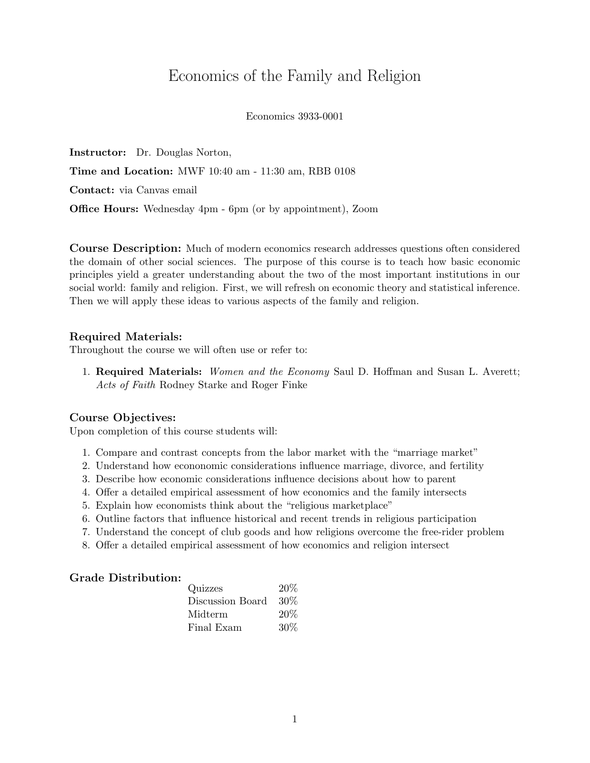# Economics of the Family and Religion

Economics 3933-0001

**Instructor:** Dr. Douglas Norton,

**Time and Location:** MWF 10:40 am - 11:30 am, RBB 0108

**Contact:** via Canvas email

**Office Hours:** Wednesday 4pm - 6pm (or by appointment), Zoom

**Course Description:** Much of modern economics research addresses questions often considered the domain of other social sciences. The purpose of this course is to teach how basic economic principles yield a greater understanding about the two of the most important institutions in our social world: family and religion. First, we will refresh on economic theory and statistical inference. Then we will apply these ideas to various aspects of the family and religion.

### Required Materials:

Throughout the course we will often use or refer to:

1. **Required Materials:** *Women and the Economy* Saul D. Hoffman and Susan L. Averett; *Acts of Faith* Rodney Starke and Roger Finke

### Course Objectives:

Upon completion of this course students will:

1. Compare and contrast concepts from the labor market with the "marriage market"
2. Understand how econonomic considerations influence marriage, divorce, and fertility
3. Describe how economic considerations influence decisions about how to parent
4. Offer a detailed empirical assessment of how economics and the family intersects
5. Explain how economists think about the "religious marketplace"
6. Outline factors that influence historical and recent trends in religious participation
7. Understand the concept of club goods and how religions overcome the free-rider problem
8. Offer a detailed empirical assessment of how economics and religion intersect

### Grade Distribution:

| Component | Weight |
|---|---|
| Quizzes | 20% |
| Discussion Board | 30% |
| Midterm | 20% |
| Final Exam | 30% |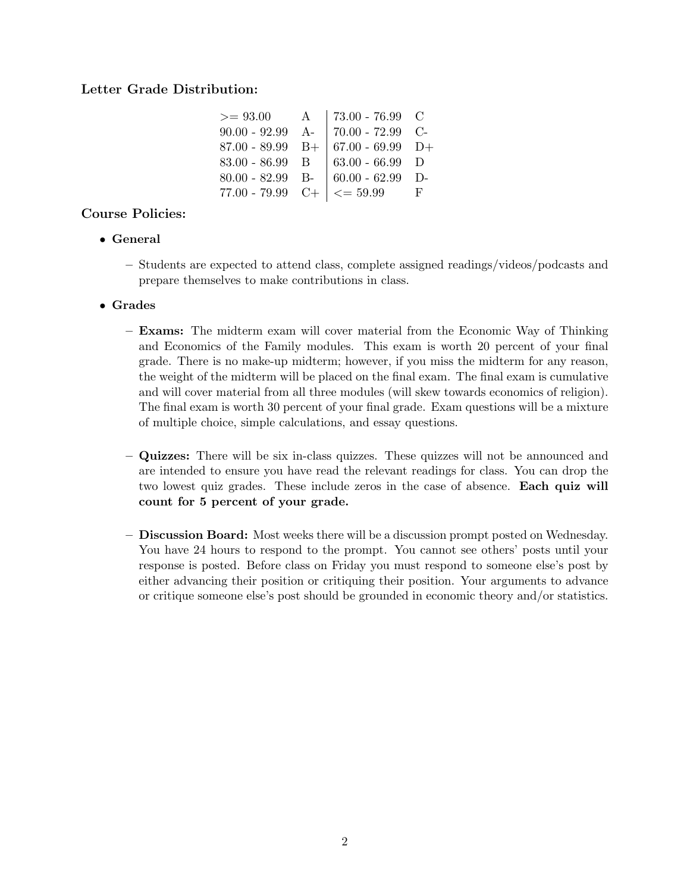**Letter Grade Distribution:**

| | | | |
|---|---|---|---|
| >= 93.00 | A | 73.00 - 76.99 | C |
| 90.00 - 92.99 | A- | 70.00 - 72.99 | C- |
| 87.00 - 89.99 | B+ | 67.00 - 69.99 | D+ |
| 83.00 - 86.99 | B | 63.00 - 66.99 | D |
| 80.00 - 82.99 | B- | 60.00 - 62.99 | D- |
| 77.00 - 79.99 | C+ | <= 59.99 | F |

**Course Policies:**

- **General**
  - Students are expected to attend class, complete assigned readings/videos/podcasts and prepare themselves to make contributions in class.
- **Grades**
  - **Exams:** The midterm exam will cover material from the Economic Way of Thinking and Economics of the Family modules. This exam is worth 20 percent of your final grade. There is no make-up midterm; however, if you miss the midterm for any reason, the weight of the midterm will be placed on the final exam. The final exam is cumulative and will cover material from all three modules (will skew towards economics of religion). The final exam is worth 30 percent of your final grade. Exam questions will be a mixture of multiple choice, simple calculations, and essay questions.
  - **Quizzes:** There will be six in-class quizzes. These quizzes will not be announced and are intended to ensure you have read the relevant readings for class. You can drop the two lowest quiz grades. These include zeros in the case of absence. **Each quiz will count for 5 percent of your grade.**
  - **Discussion Board:** Most weeks there will be a discussion prompt posted on Wednesday. You have 24 hours to respond to the prompt. You cannot see others' posts until your response is posted. Before class on Friday you must respond to someone else's post by either advancing their position or critiquing their position. Your arguments to advance or critique someone else's post should be grounded in economic theory and/or statistics.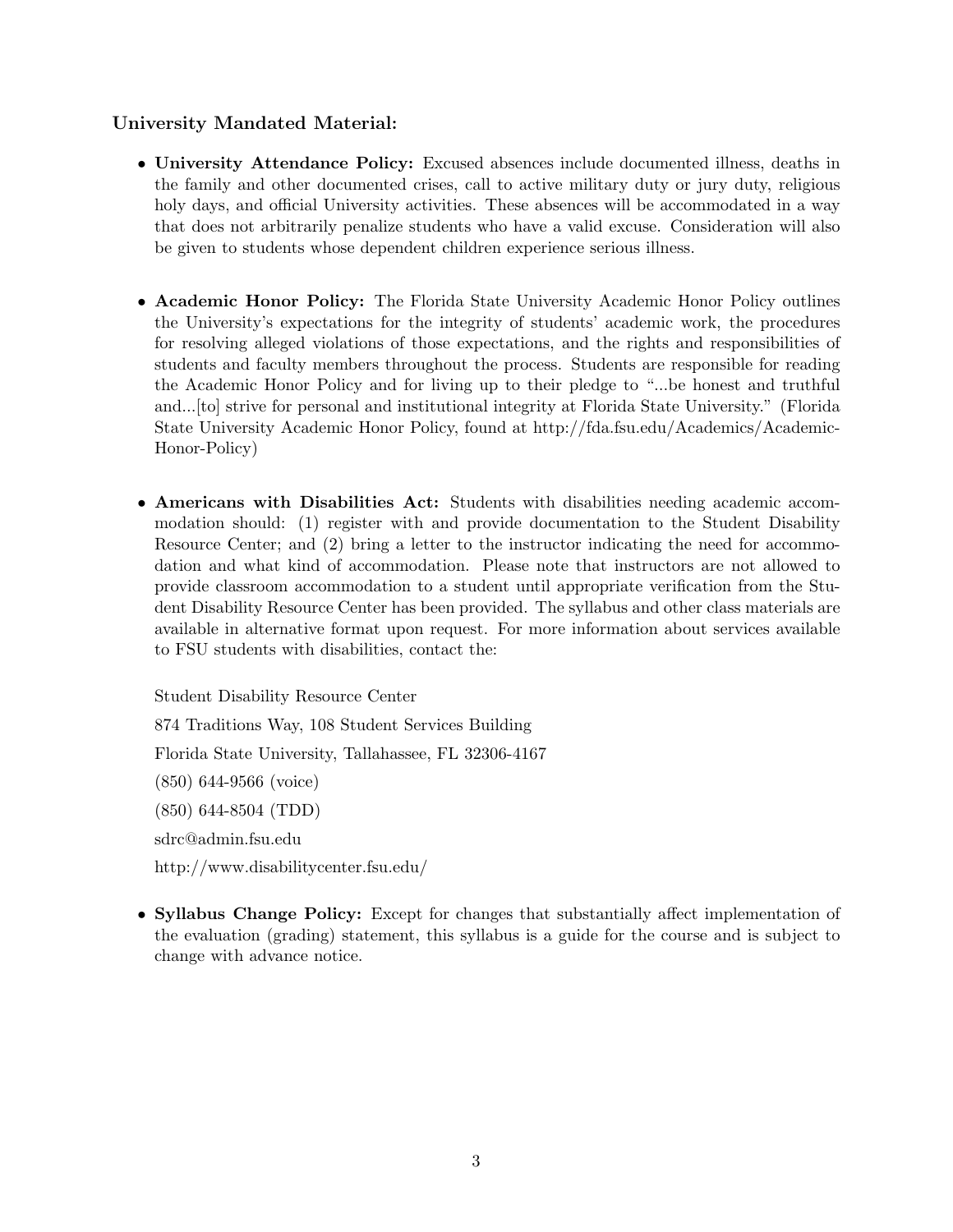**University Mandated Material:**

- **University Attendance Policy:** Excused absences include documented illness, deaths in the family and other documented crises, call to active military duty or jury duty, religious holy days, and official University activities. These absences will be accommodated in a way that does not arbitrarily penalize students who have a valid excuse. Consideration will also be given to students whose dependent children experience serious illness.

- **Academic Honor Policy:** The Florida State University Academic Honor Policy outlines the University's expectations for the integrity of students' academic work, the procedures for resolving alleged violations of those expectations, and the rights and responsibilities of students and faculty members throughout the process. Students are responsible for reading the Academic Honor Policy and for living up to their pledge to "...be honest and truthful and...[to] strive for personal and institutional integrity at Florida State University." (Florida State University Academic Honor Policy, found at http://fda.fsu.edu/Academics/Academic-Honor-Policy)

- **Americans with Disabilities Act:** Students with disabilities needing academic accommodation should: (1) register with and provide documentation to the Student Disability Resource Center; and (2) bring a letter to the instructor indicating the need for accommodation and what kind of accommodation. Please note that instructors are not allowed to provide classroom accommodation to a student until appropriate verification from the Student Disability Resource Center has been provided. The syllabus and other class materials are available in alternative format upon request. For more information about services available to FSU students with disabilities, contact the:

  Student Disability Resource Center

  874 Traditions Way, 108 Student Services Building

  Florida State University, Tallahassee, FL 32306-4167

  (850) 644-9566 (voice)

  (850) 644-8504 (TDD)

  sdrc@admin.fsu.edu

  http://www.disabilitycenter.fsu.edu/

- **Syllabus Change Policy:** Except for changes that substantially affect implementation of the evaluation (grading) statement, this syllabus is a guide for the course and is subject to change with advance notice.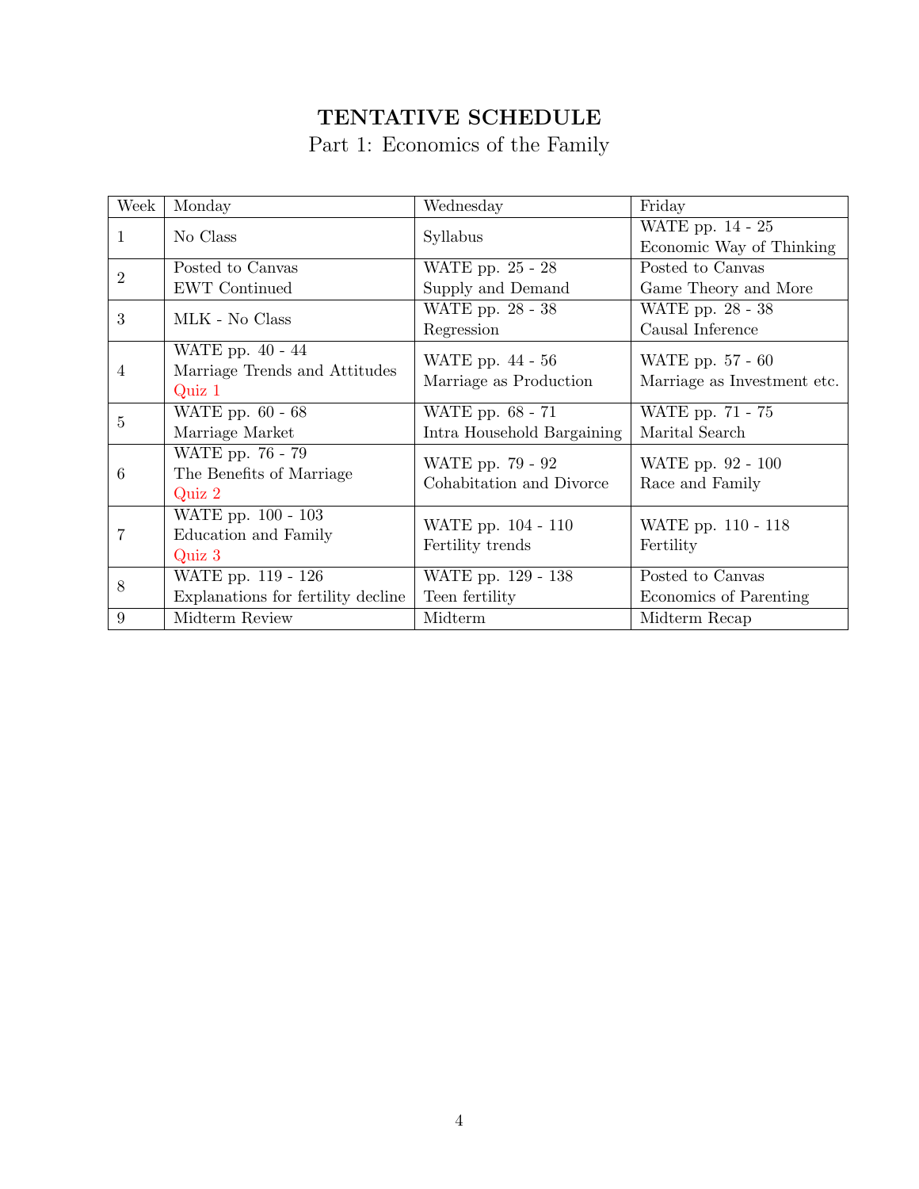# TENTATIVE SCHEDULE

## Part 1: Economics of the Family

| Week | Monday | Wednesday | Friday |
|---|---|---|---|
| 1 | No Class | Syllabus | WATE pp. 14 - 25<br>Economic Way of Thinking |
| 2 | Posted to Canvas<br>EWT Continued | WATE pp. 25 - 28<br>Supply and Demand | Posted to Canvas<br>Game Theory and More |
| 3 | MLK - No Class | WATE pp. 28 - 38<br>Regression | WATE pp. 28 - 38<br>Causal Inference |
| 4 | WATE pp. 40 - 44<br>Marriage Trends and Attitudes<br>Quiz 1 | WATE pp. 44 - 56<br>Marriage as Production | WATE pp. 57 - 60<br>Marriage as Investment etc. |
| 5 | WATE pp. 60 - 68<br>Marriage Market | WATE pp. 68 - 71<br>Intra Household Bargaining | WATE pp. 71 - 75<br>Marital Search |
| 6 | WATE pp. 76 - 79<br>The Benefits of Marriage<br>Quiz 2 | WATE pp. 79 - 92<br>Cohabitation and Divorce | WATE pp. 92 - 100<br>Race and Family |
| 7 | WATE pp. 100 - 103<br>Education and Family<br>Quiz 3 | WATE pp. 104 - 110<br>Fertility trends | WATE pp. 110 - 118<br>Fertility |
| 8 | WATE pp. 119 - 126<br>Explanations for fertility decline | WATE pp. 129 - 138<br>Teen fertility | Posted to Canvas<br>Economics of Parenting |
| 9 | Midterm Review | Midterm | Midterm Recap |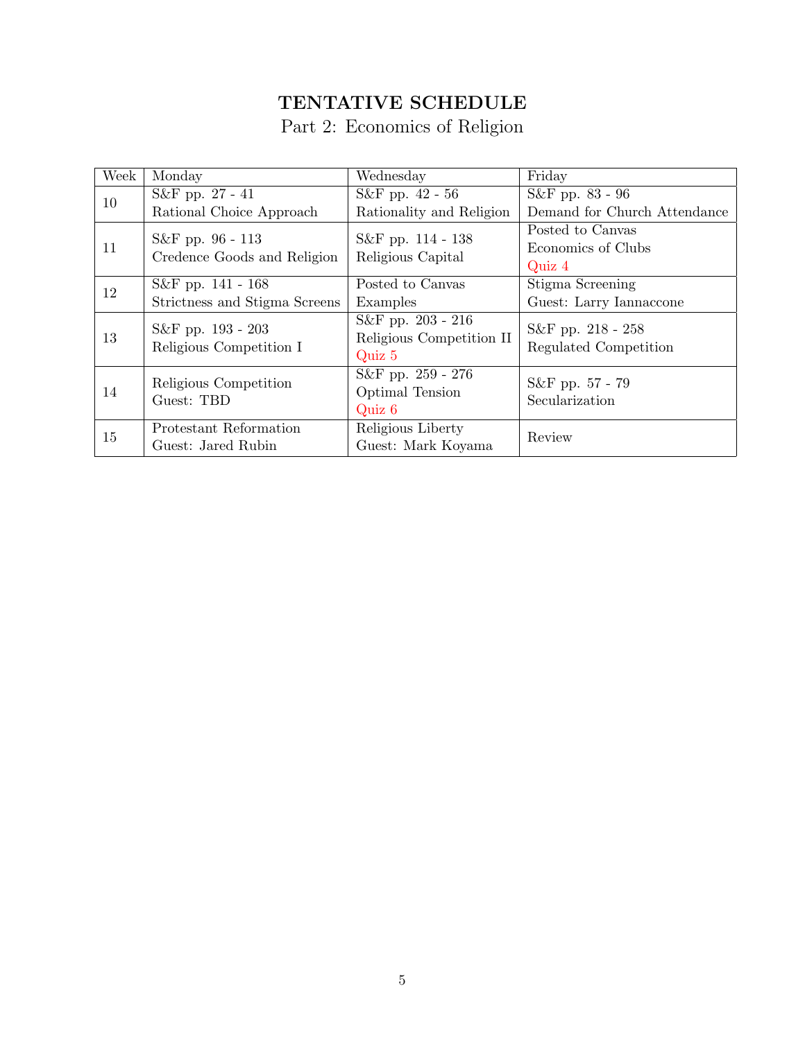## TENTATIVE SCHEDULE

Part 2: Economics of Religion

| Week | Monday | Wednesday | Friday |
|---|---|---|---|
| 10 | S&F pp. 27 - 41<br>Rational Choice Approach | S&F pp. 42 - 56<br>Rationality and Religion | S&F pp. 83 - 96<br>Demand for Church Attendance |
| 11 | S&F pp. 96 - 113<br>Credence Goods and Religion | S&F pp. 114 - 138<br>Religious Capital | Posted to Canvas<br>Economics of Clubs<br>Quiz 4 |
| 12 | S&F pp. 141 - 168<br>Strictness and Stigma Screens | Posted to Canvas<br>Examples | Stigma Screening<br>Guest: Larry Iannaccone |
| 13 | S&F pp. 193 - 203<br>Religious Competition I | S&F pp. 203 - 216<br>Religious Competition II<br>Quiz 5 | S&F pp. 218 - 258<br>Regulated Competition |
| 14 | Religious Competition<br>Guest: TBD | S&F pp. 259 - 276<br>Optimal Tension<br>Quiz 6 | S&F pp. 57 - 79<br>Secularization |
| 15 | Protestant Reformation<br>Guest: Jared Rubin | Religious Liberty<br>Guest: Mark Koyama | Review |